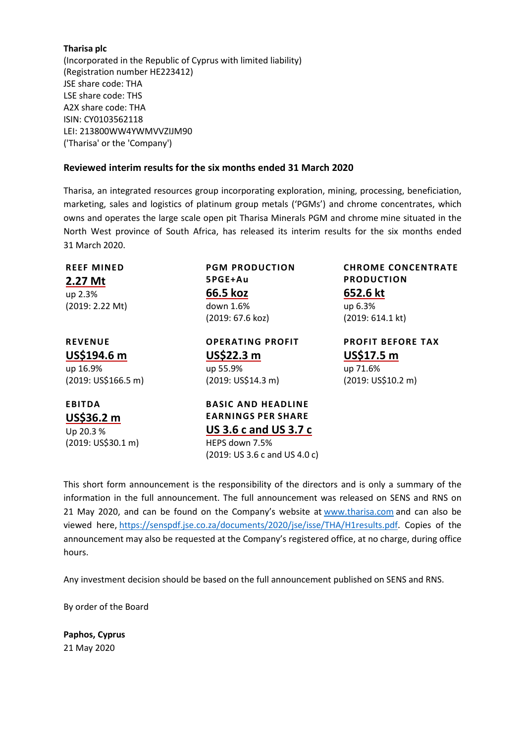**Tharisa plc**
(Incorporated in the Republic of Cyprus with limited liability)
(Registration number HE223412)
JSE share code: THA
LSE share code: THS
A2X share code: THA
ISIN: CY0103562118
LEI: 213800WW4YWMVVZIJM90
('Tharisa' or the 'Company')

**Reviewed interim results for the six months ended 31 March 2020**

Tharisa, an integrated resources group incorporating exploration, mining, processing, beneficiation, marketing, sales and logistics of platinum group metals ('PGMs') and chrome concentrates, which owns and operates the large scale open pit Tharisa Minerals PGM and chrome mine situated in the North West province of South Africa, has released its interim results for the six months ended 31 March 2020.

**REEF MINED**
**2.27 Mt**
up 2.3%
(2019: 2.22 Mt)

**PGM PRODUCTION 5PGE+Au**
**66.5 koz**
down 1.6%
(2019: 67.6 koz)

**CHROME CONCENTRATE PRODUCTION**
**652.6 kt**
up 6.3%
(2019: 614.1 kt)

**REVENUE**
**US$194.6 m**
up 16.9%
(2019: US$166.5 m)

**OPERATING PROFIT**
**US$22.3 m**
up 55.9%
(2019: US$14.3 m)

**PROFIT BEFORE TAX**
**US$17.5 m**
up 71.6%
(2019: US$10.2 m)

**EBITDA**
**US$36.2 m**
Up 20.3 %
(2019: US$30.1 m)

**BASIC AND HEADLINE EARNINGS PER SHARE**
**US 3.6 c and US 3.7 c**
HEPS down 7.5%
(2019: US 3.6 c and US 4.0 c)

This short form announcement is the responsibility of the directors and is only a summary of the information in the full announcement. The full announcement was released on SENS and RNS on 21 May 2020, and can be found on the Company's website at www.tharisa.com and can also be viewed here, https://senspdf.jse.co.za/documents/2020/jse/isse/THA/H1results.pdf. Copies of the announcement may also be requested at the Company's registered office, at no charge, during office hours.

Any investment decision should be based on the full announcement published on SENS and RNS.

By order of the Board

**Paphos, Cyprus**
21 May 2020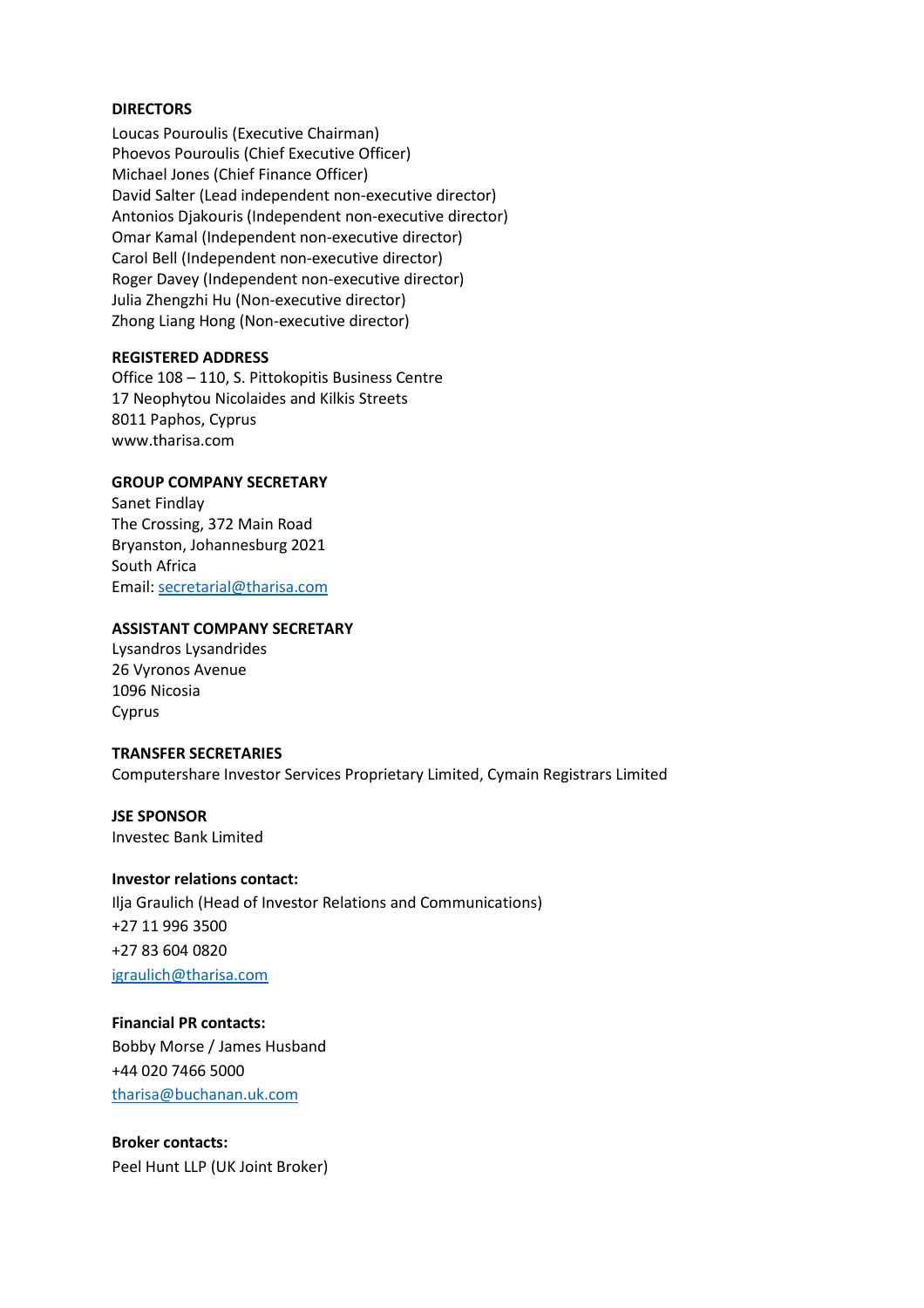**DIRECTORS**

Loucas Pouroulis (Executive Chairman)
Phoevos Pouroulis (Chief Executive Officer)
Michael Jones (Chief Finance Officer)
David Salter (Lead independent non-executive director)
Antonios Djakouris (Independent non-executive director)
Omar Kamal (Independent non-executive director)
Carol Bell (Independent non-executive director)
Roger Davey (Independent non-executive director)
Julia Zhengzhi Hu (Non-executive director)
Zhong Liang Hong (Non-executive director)

**REGISTERED ADDRESS**

Office 108 – 110, S. Pittokopitis Business Centre
17 Neophytou Nicolaides and Kilkis Streets
8011 Paphos, Cyprus
www.tharisa.com

**GROUP COMPANY SECRETARY**

Sanet Findlay
The Crossing, 372 Main Road
Bryanston, Johannesburg 2021
South Africa
Email: secretarial@tharisa.com

**ASSISTANT COMPANY SECRETARY**

Lysandros Lysandrides
26 Vyronos Avenue
1096 Nicosia
Cyprus

**TRANSFER SECRETARIES**

Computershare Investor Services Proprietary Limited, Cymain Registrars Limited

**JSE SPONSOR**

Investec Bank Limited

**Investor relations contact:**

Ilja Graulich (Head of Investor Relations and Communications)
+27 11 996 3500
+27 83 604 0820
igraulich@tharisa.com

**Financial PR contacts:**

Bobby Morse / James Husband
+44 020 7466 5000
tharisa@buchanan.uk.com

**Broker contacts:**

Peel Hunt LLP (UK Joint Broker)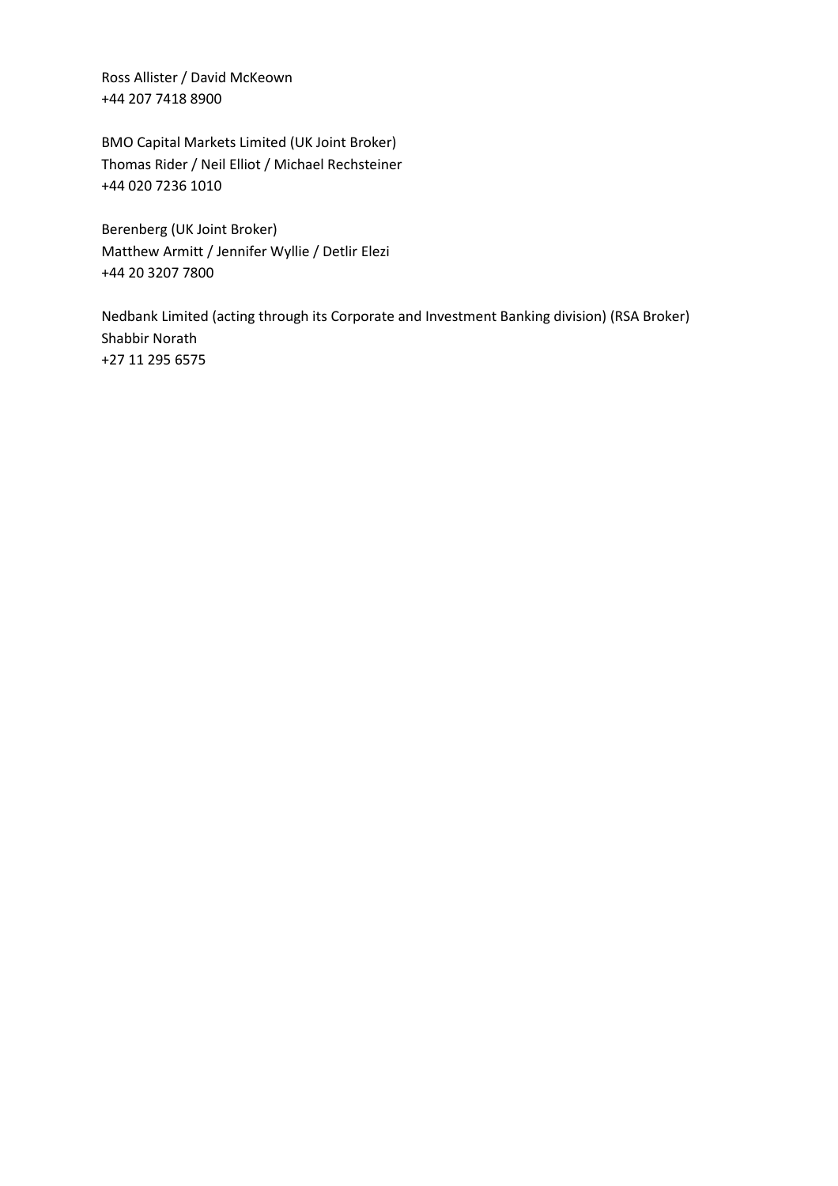Ross Allister / David McKeown
+44 207 7418 8900

BMO Capital Markets Limited (UK Joint Broker)
Thomas Rider / Neil Elliot / Michael Rechsteiner
+44 020 7236 1010

Berenberg (UK Joint Broker)
Matthew Armitt / Jennifer Wyllie / Detlir Elezi
+44 20 3207 7800

Nedbank Limited (acting through its Corporate and Investment Banking division) (RSA Broker)
Shabbir Norath
+27 11 295 6575